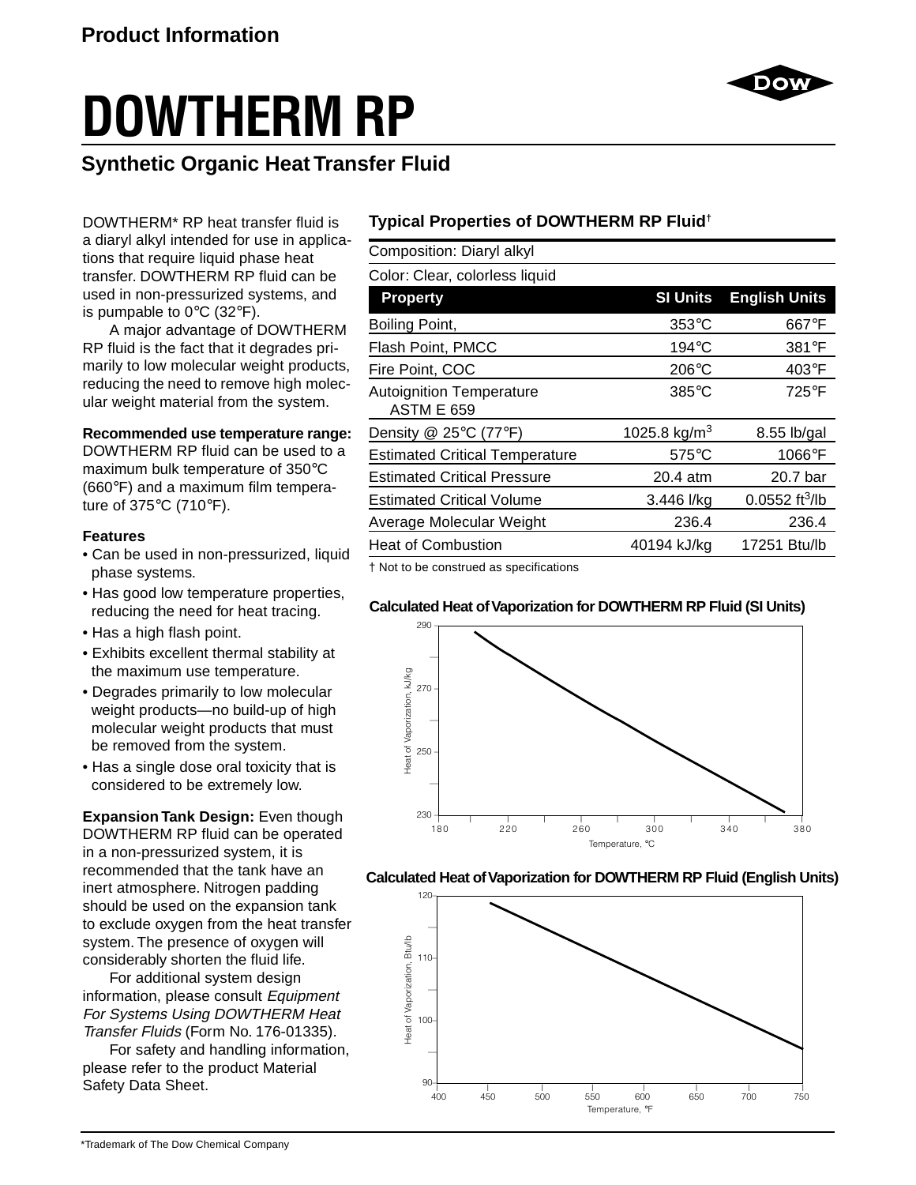Product Information

# DOWTHERM RP

## Synthetic Organic Heat Transfer Fluid

DOWTHERM* RP heat transfer fluid is a diaryl alkyl intended for use in applications that require liquid phase heat transfer. DOWTHERM RP fluid can be used in non-pressurized systems, and is pumpable to 0°C (32°F).

A major advantage of DOWTHERM RP fluid is the fact that it degrades primarily to low molecular weight products, reducing the need to remove high molecular weight material from the system.

**Recommended use temperature range:** DOWTHERM RP fluid can be used to a maximum bulk temperature of 350°C (660°F) and a maximum film temperature of 375°C (710°F).

### Features

- Can be used in non-pressurized, liquid phase systems.
- Has good low temperature properties, reducing the need for heat tracing.
- Has a high flash point.
- Exhibits excellent thermal stability at the maximum use temperature.
- Degrades primarily to low molecular weight products—no build-up of high molecular weight products that must be removed from the system.
- Has a single dose oral toxicity that is considered to be extremely low.

**Expansion Tank Design:** Even though DOWTHERM RP fluid can be operated in a non-pressurized system, it is recommended that the tank have an inert atmosphere. Nitrogen padding should be used on the expansion tank to exclude oxygen from the heat transfer system. The presence of oxygen will considerably shorten the fluid life.

For additional system design information, please consult *Equipment For Systems Using DOWTHERM Heat Transfer Fluids* (Form No. 176-01335).

For safety and handling information, please refer to the product Material Safety Data Sheet.

### Typical Properties of DOWTHERM RP Fluid†

Composition: Diaryl alkyl

Color: Clear, colorless liquid

| Property | SI Units | English Units |
|---|---|---|
| Boiling Point, | 353°C | 667°F |
| Flash Point, PMCC | 194°C | 381°F |
| Fire Point, COC | 206°C | 403°F |
| Autoignition Temperature ASTM E 659 | 385°C | 725°F |
| Density @ 25°C (77°F) | 1025.8 kg/m$^3$ | 8.55 lb/gal |
| Estimated Critical Temperature | 575°C | 1066°F |
| Estimated Critical Pressure | 20.4 atm | 20.7 bar |
| Estimated Critical Volume | 3.446 l/kg | 0.0552 ft$^3$/lb |
| Average Molecular Weight | 236.4 | 236.4 |
| Heat of Combustion | 40194 kJ/kg | 17251 Btu/lb |

† Not to be construed as specifications

**Calculated Heat of Vaporization for DOWTHERM RP Fluid (SI Units)**

**Calculated Heat of Vaporization for DOWTHERM RP Fluid (English Units)**

*Trademark of The Dow Chemical Company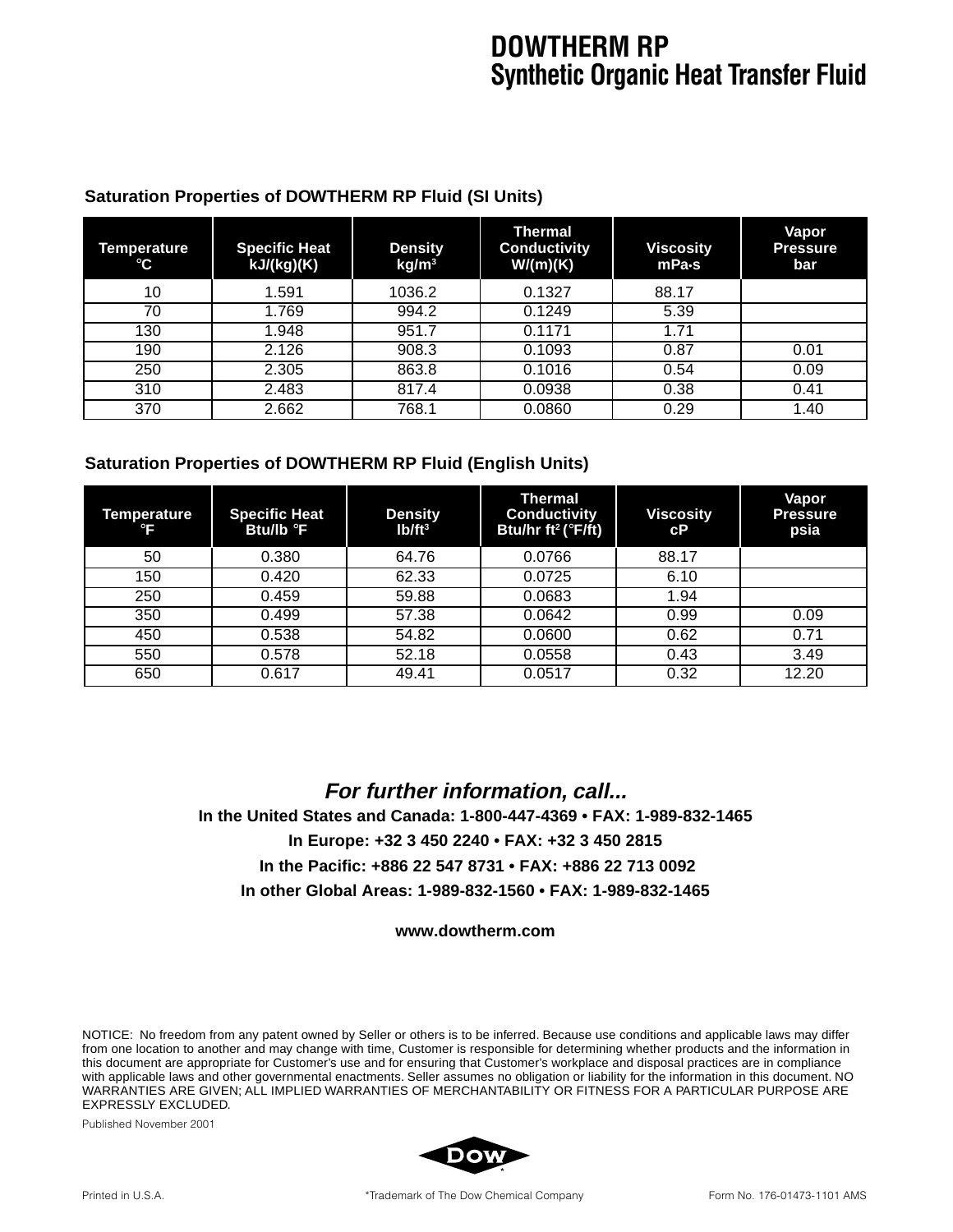# DOWTHERM RP
## Synthetic Organic Heat Transfer Fluid

### Saturation Properties of DOWTHERM RP Fluid (SI Units)

| Temperature °C | Specific Heat kJ/(kg)(K) | Density kg/m³ | Thermal Conductivity W/(m)(K) | Viscosity mPa·s | Vapor Pressure bar |
|---|---|---|---|---|---|
| 10 | 1.591 | 1036.2 | 0.1327 | 88.17 | |
| 70 | 1.769 | 994.2 | 0.1249 | 5.39 | |
| 130 | 1.948 | 951.7 | 0.1171 | 1.71 | |
| 190 | 2.126 | 908.3 | 0.1093 | 0.87 | 0.01 |
| 250 | 2.305 | 863.8 | 0.1016 | 0.54 | 0.09 |
| 310 | 2.483 | 817.4 | 0.0938 | 0.38 | 0.41 |
| 370 | 2.662 | 768.1 | 0.0860 | 0.29 | 1.40 |

### Saturation Properties of DOWTHERM RP Fluid (English Units)

| Temperature °F | Specific Heat Btu/lb °F | Density lb/ft³ | Thermal Conductivity Btu/hr ft² (°F/ft) | Viscosity cP | Vapor Pressure psia |
|---|---|---|---|---|---|
| 50 | 0.380 | 64.76 | 0.0766 | 88.17 | |
| 150 | 0.420 | 62.33 | 0.0725 | 6.10 | |
| 250 | 0.459 | 59.88 | 0.0683 | 1.94 | |
| 350 | 0.499 | 57.38 | 0.0642 | 0.99 | 0.09 |
| 450 | 0.538 | 54.82 | 0.0600 | 0.62 | 0.71 |
| 550 | 0.578 | 52.18 | 0.0558 | 0.43 | 3.49 |
| 650 | 0.617 | 49.41 | 0.0517 | 0.32 | 12.20 |

***For further information, call...***

**In the United States and Canada: 1-800-447-4369 • FAX: 1-989-832-1465**

**In Europe: +32 3 450 2240 • FAX: +32 3 450 2815**

**In the Pacific: +886 22 547 8731 • FAX: +886 22 713 0092**

**In other Global Areas: 1-989-832-1560 • FAX: 1-989-832-1465**

**www.dowtherm.com**

NOTICE: No freedom from any patent owned by Seller or others is to be inferred. Because use conditions and applicable laws may differ from one location to another and may change with time, Customer is responsible for determining whether products and the information in this document are appropriate for Customer's use and for ensuring that Customer's workplace and disposal practices are in compliance with applicable laws and other governmental enactments. Seller assumes no obligation or liability for the information in this document. NO WARRANTIES ARE GIVEN; ALL IMPLIED WARRANTIES OF MERCHANTABILITY OR FITNESS FOR A PARTICULAR PURPOSE ARE EXPRESSLY EXCLUDED.

Published November 2001

DOW*

Printed in U.S.A. *Trademark of The Dow Chemical Company Form No. 176-01473-1101 AMS